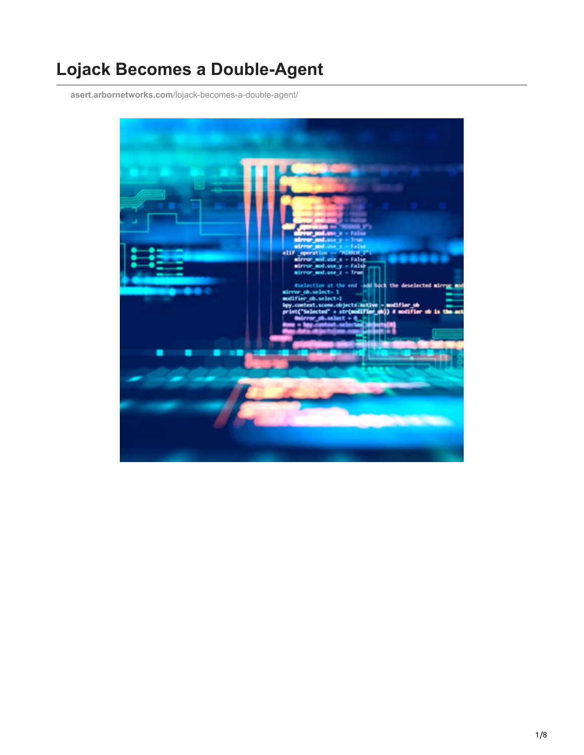# Lojack Becomes a Double-Agent

asert.arbornetworks.com/lojack-becomes-a-double-agent/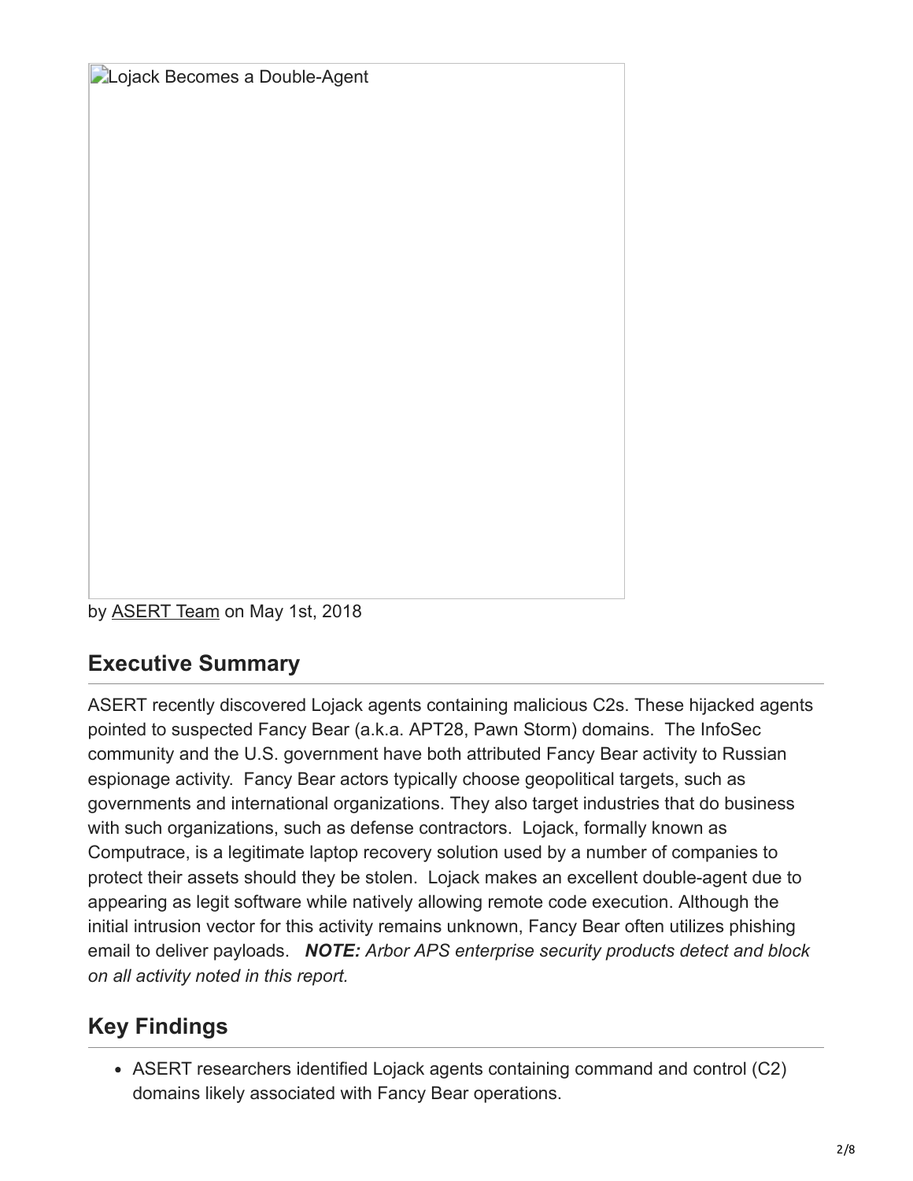Lojack Becomes a Double-Agent

by ASERT Team on May 1st, 2018

## Executive Summary

ASERT recently discovered Lojack agents containing malicious C2s. These hijacked agents pointed to suspected Fancy Bear (a.k.a. APT28, Pawn Storm) domains. The InfoSec community and the U.S. government have both attributed Fancy Bear activity to Russian espionage activity. Fancy Bear actors typically choose geopolitical targets, such as governments and international organizations. They also target industries that do business with such organizations, such as defense contractors. Lojack, formally known as Computrace, is a legitimate laptop recovery solution used by a number of companies to protect their assets should they be stolen. Lojack makes an excellent double-agent due to appearing as legit software while natively allowing remote code execution. Although the initial intrusion vector for this activity remains unknown, Fancy Bear often utilizes phishing email to deliver payloads. ***NOTE:*** *Arbor APS enterprise security products detect and block on all activity noted in this report.*

## Key Findings

- ASERT researchers identified Lojack agents containing command and control (C2) domains likely associated with Fancy Bear operations.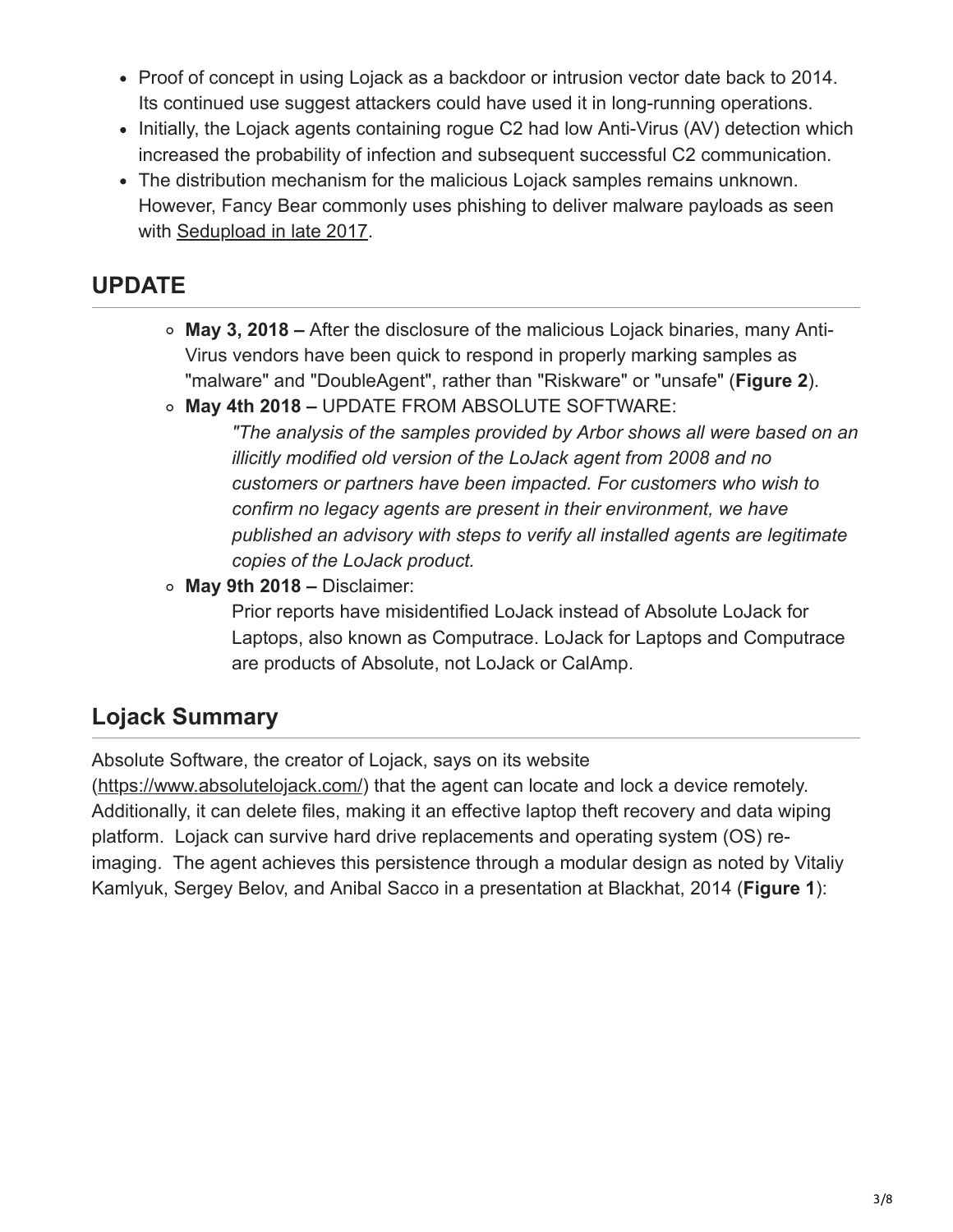- Proof of concept in using Lojack as a backdoor or intrusion vector date back to 2014. Its continued use suggest attackers could have used it in long-running operations.
- Initially, the Lojack agents containing rogue C2 had low Anti-Virus (AV) detection which increased the probability of infection and subsequent successful C2 communication.
- The distribution mechanism for the malicious Lojack samples remains unknown. However, Fancy Bear commonly uses phishing to deliver malware payloads as seen with Sedupload in late 2017.

## UPDATE

- **May 3, 2018 –** After the disclosure of the malicious Lojack binaries, many Anti-Virus vendors have been quick to respond in properly marking samples as "malware" and "DoubleAgent", rather than "Riskware" or "unsafe" (**Figure 2**).
- **May 4th 2018 –** UPDATE FROM ABSOLUTE SOFTWARE:

  *"The analysis of the samples provided by Arbor shows all were based on an illicitly modified old version of the LoJack agent from 2008 and no customers or partners have been impacted. For customers who wish to confirm no legacy agents are present in their environment, we have published an advisory with steps to verify all installed agents are legitimate copies of the LoJack product.*
- **May 9th 2018 –** Disclaimer:

  Prior reports have misidentified LoJack instead of Absolute LoJack for Laptops, also known as Computrace. LoJack for Laptops and Computrace are products of Absolute, not LoJack or CalAmp.

## Lojack Summary

Absolute Software, the creator of Lojack, says on its website (https://www.absolutelojack.com/) that the agent can locate and lock a device remotely. Additionally, it can delete files, making it an effective laptop theft recovery and data wiping platform. Lojack can survive hard drive replacements and operating system (OS) re-imaging. The agent achieves this persistence through a modular design as noted by Vitaliy Kamlyuk, Sergey Belov, and Anibal Sacco in a presentation at Blackhat, 2014 (**Figure 1**):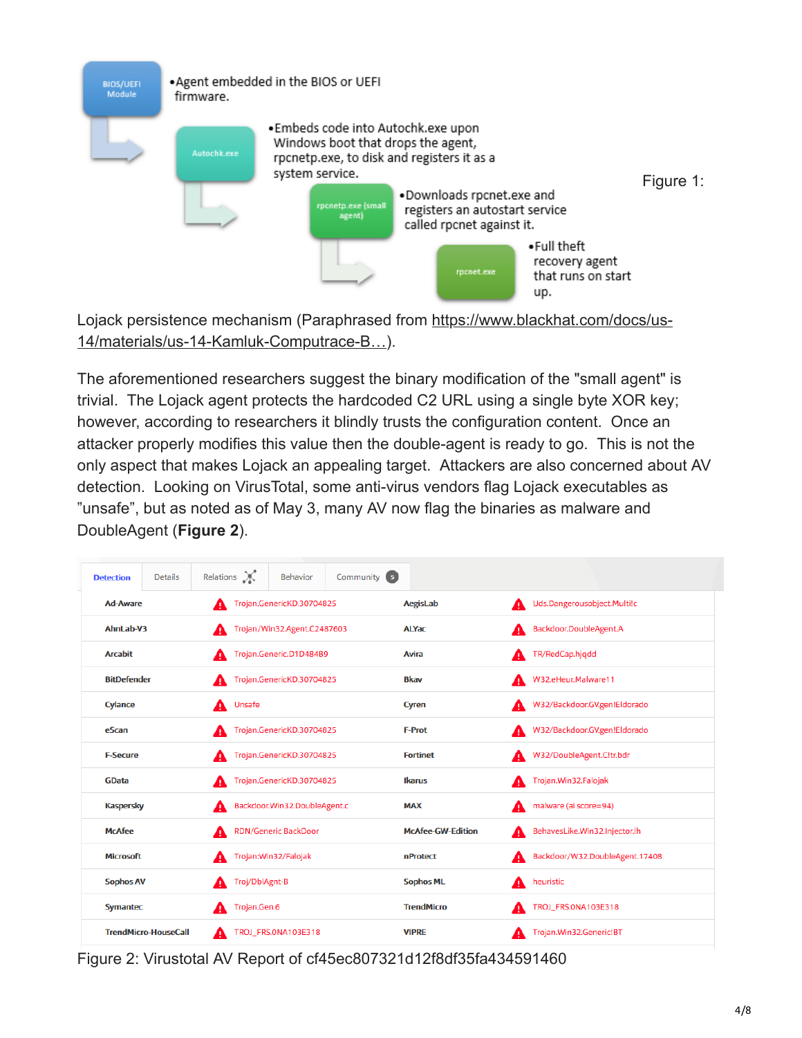BIOS/UEFI Module

•Agent embedded in the BIOS or UEFI firmware.

Autochk.exe

•Embeds code into Autochk.exe upon Windows boot that drops the agent, rpcnetp.exe, to disk and registers it as a system service.

rpcnetp.exe (small agent)

•Downloads rpcnet.exe and registers an autostart service called rpcnet against it.

rpcnet.exe

•Full theft recovery agent that runs on start up.

Figure 1: Lojack persistence mechanism (Paraphrased from https://www.blackhat.com/docs/us-14/materials/us-14-Kamluk-Computrace-B…).

The aforementioned researchers suggest the binary modification of the "small agent" is trivial. The Lojack agent protects the hardcoded C2 URL using a single byte XOR key; however, according to researchers it blindly trusts the configuration content. Once an attacker properly modifies this value then the double-agent is ready to go. This is not the only aspect that makes Lojack an appealing target. Attackers are also concerned about AV detection. Looking on VirusTotal, some anti-virus vendors flag Lojack executables as "unsafe", but as noted as of May 3, many AV now flag the binaries as malware and DoubleAgent (**Figure 2**).

Detection | Details | Relations | Behavior | Community 5

| AV | Result | AV | Result |
|---|---|---|---|
| Ad-Aware | Trojan.GenericKD.30704825 | AegisLab | Uds.Dangerousobject.Multi!c |
| AhnLab-V3 | Trojan/Win32.Agent.C2487603 | ALYac | Backdoor.DoubleAgent.A |
| Arcabit | Trojan.Generic.D1D484B9 | Avira | TR/RedCap.hjqdd |
| BitDefender | Trojan.GenericKD.30704825 | Bkav | W32.eHeur.Malware11 |
| Cylance | Unsafe | Cyren | W32/Backdoor.GVgen!Eldorado |
| eScan | Trojan.GenericKD.30704825 | F-Prot | W32/Backdoor.GVgen!Eldorado |
| F-Secure | Trojan.GenericKD.30704825 | Fortinet | W32/DoubleAgent.C!tr.bdr |
| GData | Trojan.GenericKD.30704825 | Ikarus | Trojan.Win32.Falojak |
| Kaspersky | Backdoor.Win32.DoubleAgent.c | MAX | malware (ai score=94) |
| McAfee | RDN/Generic BackDoor | McAfee-GW-Edition | BehavesLike.Win32.Injector.lh |
| Microsoft | Trojan:Win32/Falojak | nProtect | Backdoor/W32.DoubleAgent.17408 |
| Sophos AV | Troj/DblAgnt-B | Sophos ML | heuristic |
| Symantec | Trojan.Gen.6 | TrendMicro | TROJ_FRS.0NA103E318 |
| TrendMicro-HouseCall | TROJ_FRS.0NA103E318 | VIPRE | Trojan.Win32.Generic!BT |

Figure 2: Virustotal AV Report of cf45ec807321d12f8df35fa434591460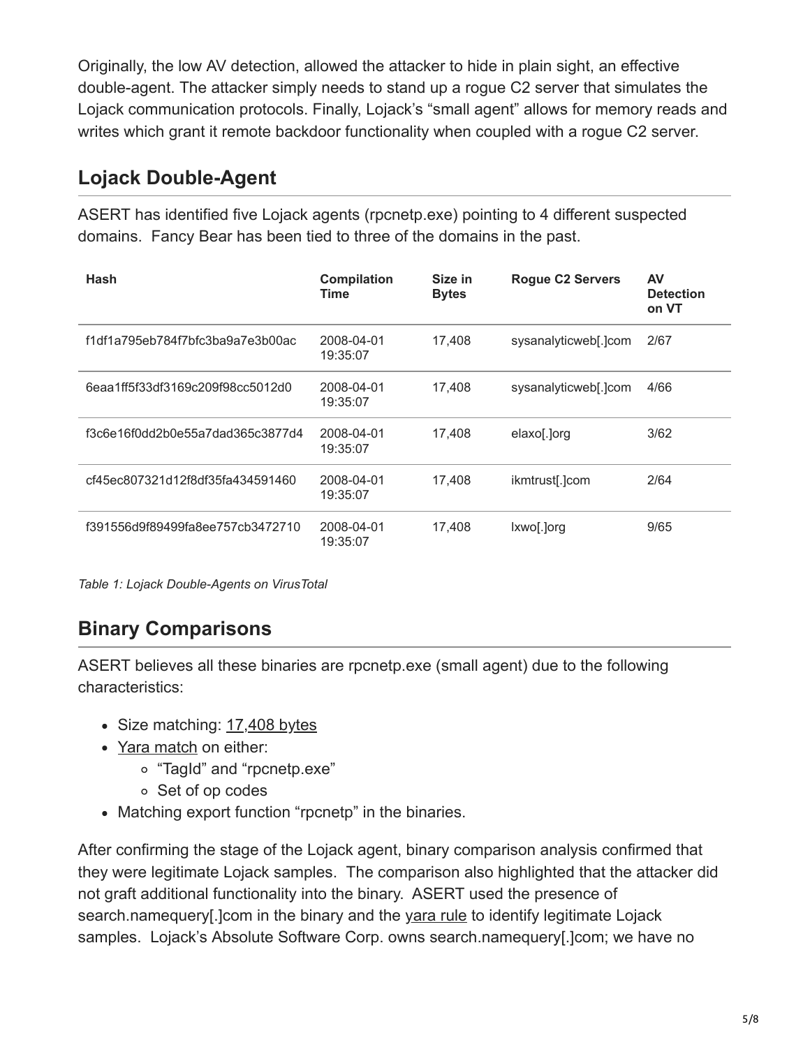Originally, the low AV detection, allowed the attacker to hide in plain sight, an effective double-agent. The attacker simply needs to stand up a rogue C2 server that simulates the Lojack communication protocols. Finally, Lojack's "small agent" allows for memory reads and writes which grant it remote backdoor functionality when coupled with a rogue C2 server.

## Lojack Double-Agent

ASERT has identified five Lojack agents (rpcnetp.exe) pointing to 4 different suspected domains. Fancy Bear has been tied to three of the domains in the past.

| Hash | Compilation Time | Size in Bytes | Rogue C2 Servers | AV Detection on VT |
|---|---|---|---|---|
| f1df1a795eb784f7bfc3ba9a7e3b00ac | 2008-04-01 19:35:07 | 17,408 | sysanalyticweb[.]com | 2/67 |
| 6eaa1ff5f33df3169c209f98cc5012d0 | 2008-04-01 19:35:07 | 17,408 | sysanalyticweb[.]com | 4/66 |
| f3c6e16f0dd2b0e55a7dad365c3877d4 | 2008-04-01 19:35:07 | 17,408 | elaxo[.]org | 3/62 |
| cf45ec807321d12f8df35fa434591460 | 2008-04-01 19:35:07 | 17,408 | ikmtrust[.]com | 2/64 |
| f391556d9f89499fa8ee757cb3472710 | 2008-04-01 19:35:07 | 17,408 | lxwo[.]org | 9/65 |

*Table 1: Lojack Double-Agents on VirusTotal*

## Binary Comparisons

ASERT believes all these binaries are rpcnetp.exe (small agent) due to the following characteristics:

- Size matching: 17,408 bytes
- Yara match on either:
  - "TagId" and "rpcnetp.exe"
  - Set of op codes
- Matching export function "rpcnetp" in the binaries.

After confirming the stage of the Lojack agent, binary comparison analysis confirmed that they were legitimate Lojack samples. The comparison also highlighted that the attacker did not graft additional functionality into the binary. ASERT used the presence of search.namequery[.]com in the binary and the yara rule to identify legitimate Lojack samples. Lojack's Absolute Software Corp. owns search.namequery[.]com; we have no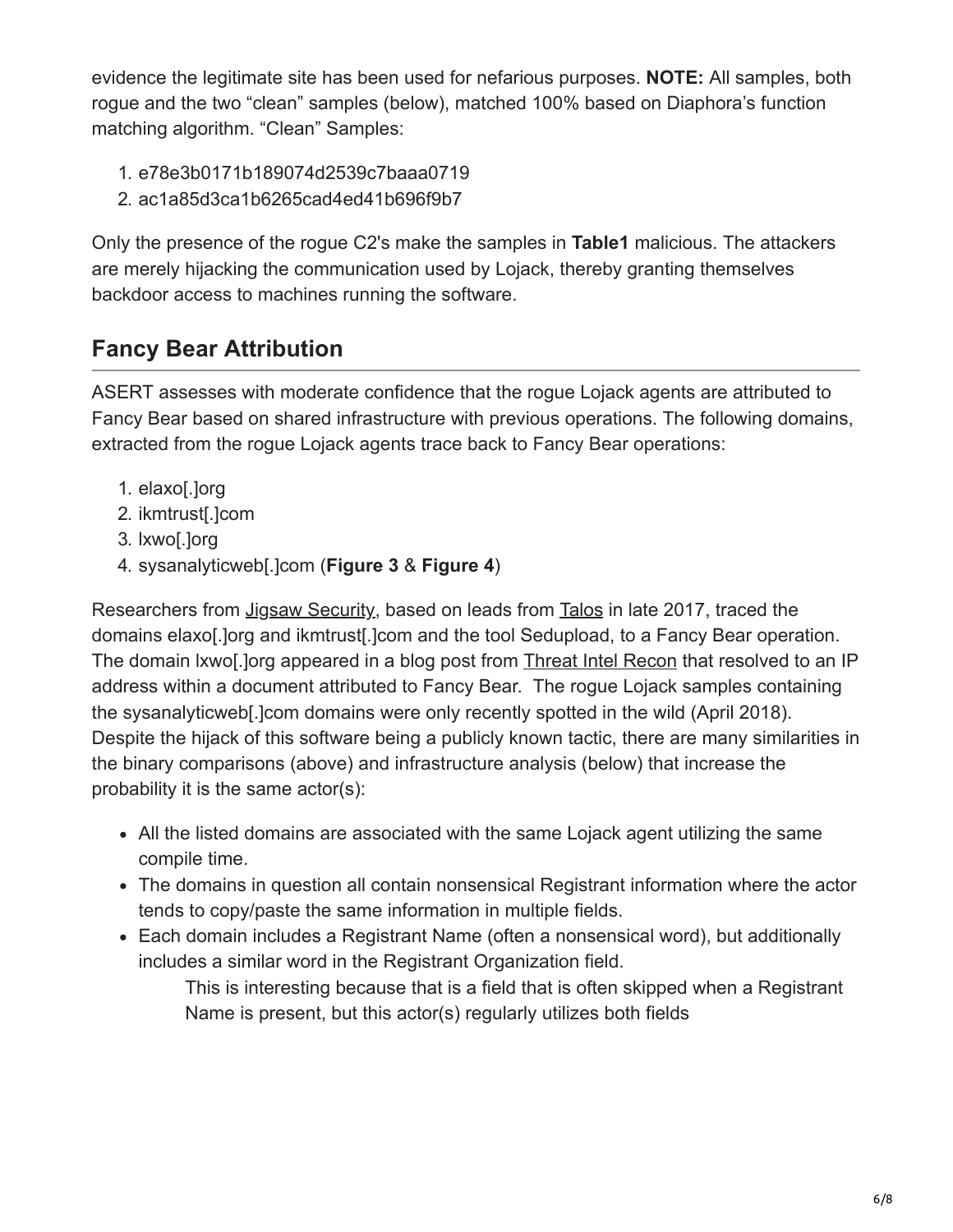evidence the legitimate site has been used for nefarious purposes. **NOTE:** All samples, both rogue and the two “clean” samples (below), matched 100% based on Diaphora’s function matching algorithm. “Clean” Samples:

1. e78e3b0171b189074d2539c7baaa0719
2. ac1a85d3ca1b6265cad4ed41b696f9b7

Only the presence of the rogue C2's make the samples in **Table1** malicious. The attackers are merely hijacking the communication used by Lojack, thereby granting themselves backdoor access to machines running the software.

## Fancy Bear Attribution

ASERT assesses with moderate confidence that the rogue Lojack agents are attributed to Fancy Bear based on shared infrastructure with previous operations. The following domains, extracted from the rogue Lojack agents trace back to Fancy Bear operations:

1. elaxo[.]org
2. ikmtrust[.]com
3. lxwo[.]org
4. sysanalyticweb[.]com (**Figure 3** & **Figure 4**)

Researchers from Jigsaw Security, based on leads from Talos in late 2017, traced the domains elaxo[.]org and ikmtrust[.]com and the tool Sedupload, to a Fancy Bear operation. The domain lxwo[.]org appeared in a blog post from Threat Intel Recon that resolved to an IP address within a document attributed to Fancy Bear. The rogue Lojack samples containing the sysanalyticweb[.]com domains were only recently spotted in the wild (April 2018). Despite the hijack of this software being a publicly known tactic, there are many similarities in the binary comparisons (above) and infrastructure analysis (below) that increase the probability it is the same actor(s):

- All the listed domains are associated with the same Lojack agent utilizing the same compile time.
- The domains in question all contain nonsensical Registrant information where the actor tends to copy/paste the same information in multiple fields.
- Each domain includes a Registrant Name (often a nonsensical word), but additionally includes a similar word in the Registrant Organization field.
  - This is interesting because that is a field that is often skipped when a Registrant Name is present, but this actor(s) regularly utilizes both fields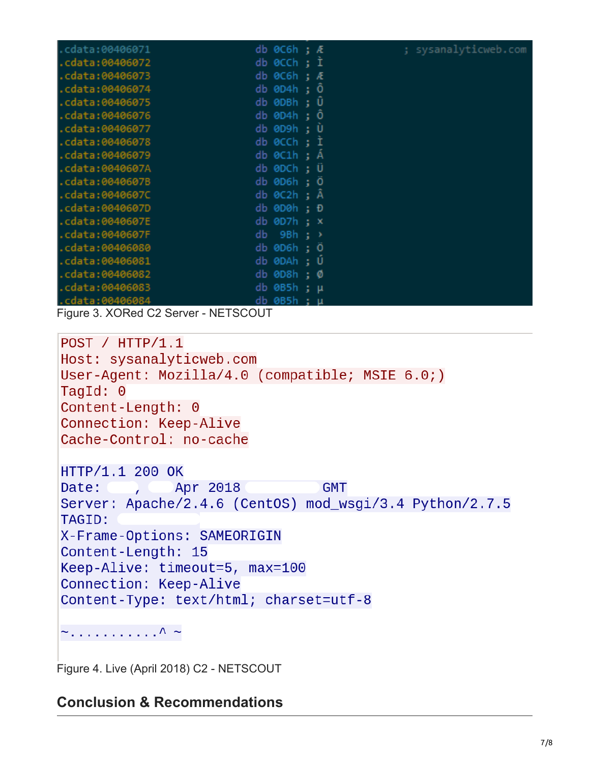```
.cdata:00406071                 db 0C6h ; Æ                    ; sysanalyticweb.com
.cdata:00406072                 db 0CCh ; Ì
.cdata:00406073                 db 0C6h ; Æ
.cdata:00406074                 db 0D4h ; Ô
.cdata:00406075                 db 0DBh ; Û
.cdata:00406076                 db 0D4h ; Ô
.cdata:00406077                 db 0D9h ; Ù
.cdata:00406078                 db 0CCh ; Ì
.cdata:00406079                 db 0C1h ; Á
.cdata:0040607A                 db 0DCh ; Ü
.cdata:0040607B                 db 0D6h ; Ö
.cdata:0040607C                 db 0C2h ; Â
.cdata:0040607D                 db 0D0h ; Ð
.cdata:0040607E                 db 0D7h ; ×
.cdata:0040607F                 db  9Bh ; ›
.cdata:00406080                 db 0D6h ; Ö
.cdata:00406081                 db 0DAh ; Ú
.cdata:00406082                 db 0D8h ; Ø
.cdata:00406083                 db 0B5h ; µ
.cdata:00406084                 db 0B5h ; µ
```

Figure 3. XORed C2 Server - NETSCOUT

```
POST / HTTP/1.1
Host: sysanalyticweb.com
User-Agent: Mozilla/4.0 (compatible; MSIE 6.0;)
TagId: 0
Content-Length: 0
Connection: Keep-Alive
Cache-Control: no-cache

HTTP/1.1 200 OK
Date:     ,    Apr 2018          GMT
Server: Apache/2.4.6 (CentOS) mod_wsgi/3.4 Python/2.7.5
TAGID:
X-Frame-Options: SAMEORIGIN
Content-Length: 15
Keep-Alive: timeout=5, max=100
Connection: Keep-Alive
Content-Type: text/html; charset=utf-8

~...........^ ~
```

Figure 4. Live (April 2018) C2 - NETSCOUT

## Conclusion & Recommendations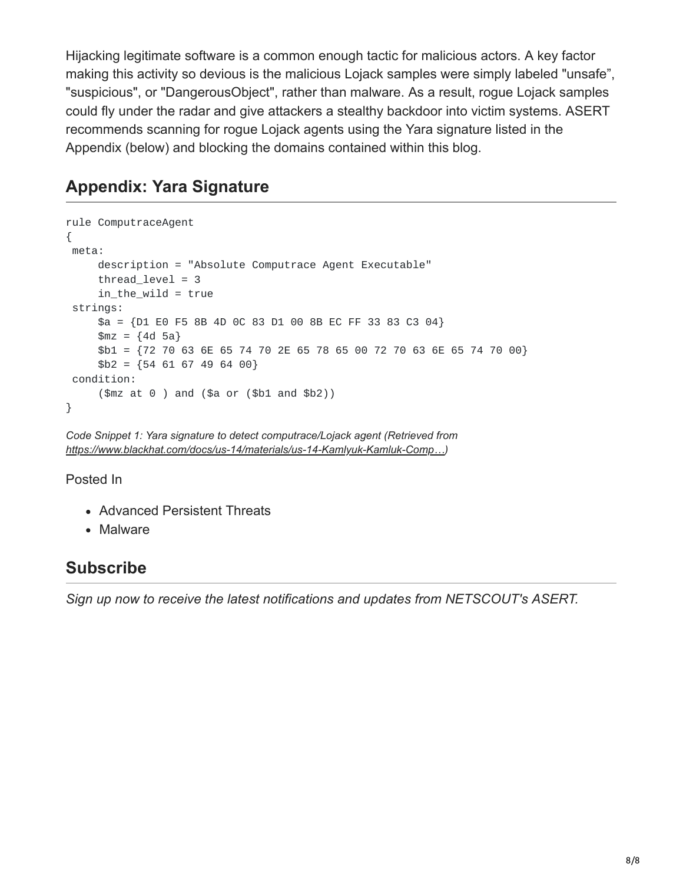Hijacking legitimate software is a common enough tactic for malicious actors. A key factor making this activity so devious is the malicious Lojack samples were simply labeled "unsafe", "suspicious", or "DangerousObject", rather than malware. As a result, rogue Lojack samples could fly under the radar and give attackers a stealthy backdoor into victim systems. ASERT recommends scanning for rogue Lojack agents using the Yara signature listed in the Appendix (below) and blocking the domains contained within this blog.

## Appendix: Yara Signature

```
rule ComputraceAgent
{
 meta:
     description = "Absolute Computrace Agent Executable"
     thread_level = 3
     in_the_wild = true
 strings:
     $a = {D1 E0 F5 8B 4D 0C 83 D1 00 8B EC FF 33 83 C3 04}
     $mz = {4d 5a}
     $b1 = {72 70 63 6E 65 74 70 2E 65 78 65 00 72 70 63 6E 65 74 70 00}
     $b2 = {54 61 67 49 64 00}
 condition:
     ($mz at 0 ) and ($a or ($b1 and $b2))
}
```

*Code Snippet 1: Yara signature to detect computrace/Lojack agent (Retrieved from https://www.blackhat.com/docs/us-14/materials/us-14-Kamlyuk-Kamluk-Comp…)*

Posted In

- Advanced Persistent Threats
- Malware

## Subscribe

*Sign up now to receive the latest notifications and updates from NETSCOUT's ASERT.*